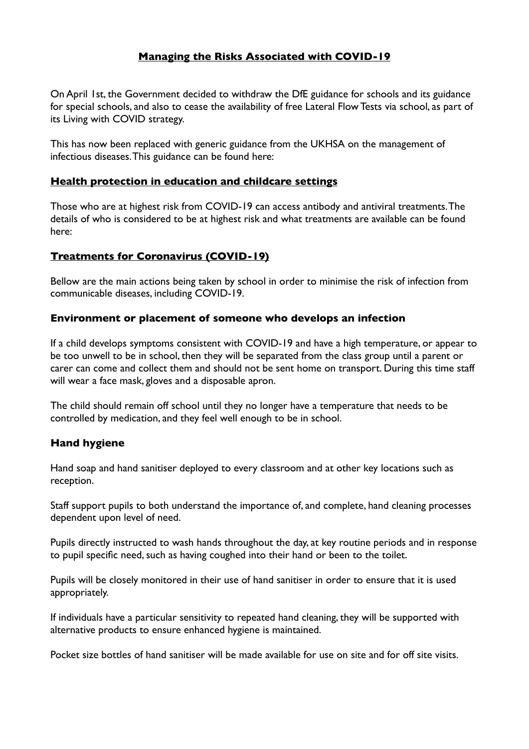# Managing the Risks Associated with COVID-19

On April 1st, the Government decided to withdraw the DfE guidance for schools and its guidance for special schools, and also to cease the availability of free Lateral Flow Tests via school, as part of its Living with COVID strategy.

This has now been replaced with generic guidance from the UKHSA on the management of infectious diseases. This guidance can be found here:

## Health protection in education and childcare settings

Those who are at highest risk from COVID-19 can access antibody and antiviral treatments. The details of who is considered to be at highest risk and what treatments are available can be found here:

## Treatments for Coronavirus (COVID-19)

Bellow are the main actions being taken by school in order to minimise the risk of infection from communicable diseases, including COVID-19.

### Environment or placement of someone who develops an infection

If a child develops symptoms consistent with COVID-19 and have a high temperature, or appear to be too unwell to be in school, then they will be separated from the class group until a parent or carer can come and collect them and should not be sent home on transport. During this time staff will wear a face mask, gloves and a disposable apron.

The child should remain off school until they no longer have a temperature that needs to be controlled by medication, and they feel well enough to be in school.

### Hand hygiene

Hand soap and hand sanitiser deployed to every classroom and at other key locations such as reception.

Staff support pupils to both understand the importance of, and complete, hand cleaning processes dependent upon level of need.

Pupils directly instructed to wash hands throughout the day, at key routine periods and in response to pupil specific need, such as having coughed into their hand or been to the toilet.

Pupils will be closely monitored in their use of hand sanitiser in order to ensure that it is used appropriately.

If individuals have a particular sensitivity to repeated hand cleaning, they will be supported with alternative products to ensure enhanced hygiene is maintained.

Pocket size bottles of hand sanitiser will be made available for use on site and for off site visits.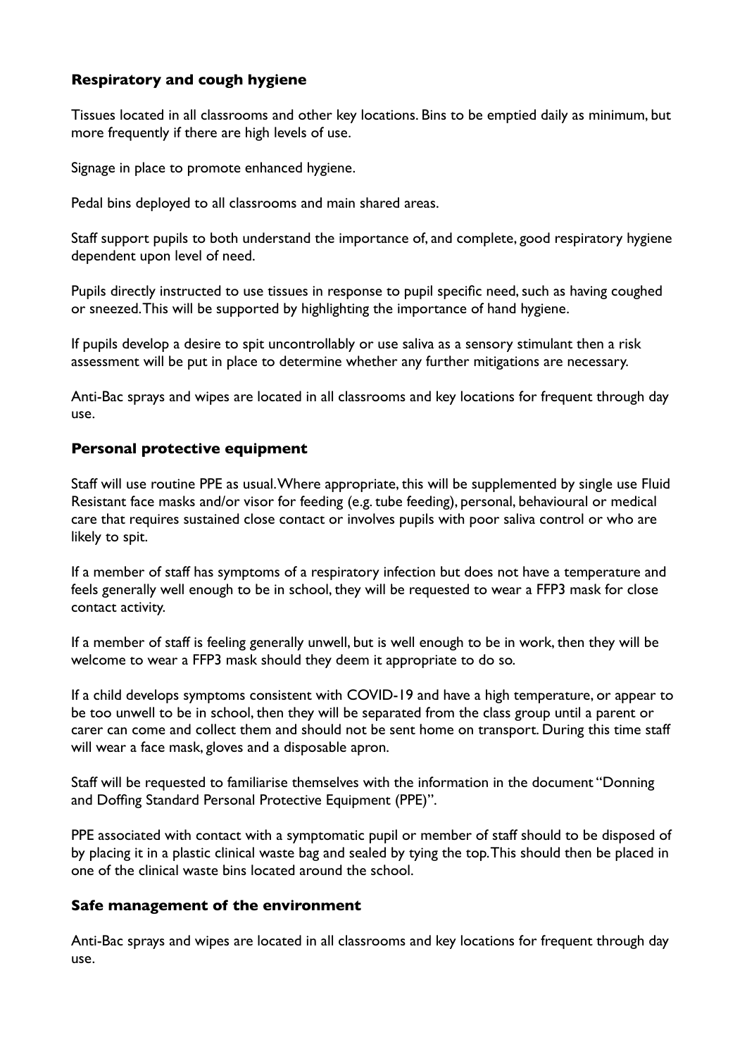### Respiratory and cough hygiene

Tissues located in all classrooms and other key locations. Bins to be emptied daily as minimum, but more frequently if there are high levels of use.

Signage in place to promote enhanced hygiene.

Pedal bins deployed to all classrooms and main shared areas.

Staff support pupils to both understand the importance of, and complete, good respiratory hygiene dependent upon level of need.

Pupils directly instructed to use tissues in response to pupil specific need, such as having coughed or sneezed. This will be supported by highlighting the importance of hand hygiene.

If pupils develop a desire to spit uncontrollably or use saliva as a sensory stimulant then a risk assessment will be put in place to determine whether any further mitigations are necessary.

Anti-Bac sprays and wipes are located in all classrooms and key locations for frequent through day use.

### Personal protective equipment

Staff will use routine PPE as usual. Where appropriate, this will be supplemented by single use Fluid Resistant face masks and/or visor for feeding (e.g. tube feeding), personal, behavioural or medical care that requires sustained close contact or involves pupils with poor saliva control or who are likely to spit.

If a member of staff has symptoms of a respiratory infection but does not have a temperature and feels generally well enough to be in school, they will be requested to wear a FFP3 mask for close contact activity.

If a member of staff is feeling generally unwell, but is well enough to be in work, then they will be welcome to wear a FFP3 mask should they deem it appropriate to do so.

If a child develops symptoms consistent with COVID-19 and have a high temperature, or appear to be too unwell to be in school, then they will be separated from the class group until a parent or carer can come and collect them and should not be sent home on transport. During this time staff will wear a face mask, gloves and a disposable apron.

Staff will be requested to familiarise themselves with the information in the document "Donning and Doffing Standard Personal Protective Equipment (PPE)".

PPE associated with contact with a symptomatic pupil or member of staff should to be disposed of by placing it in a plastic clinical waste bag and sealed by tying the top. This should then be placed in one of the clinical waste bins located around the school.

### Safe management of the environment

Anti-Bac sprays and wipes are located in all classrooms and key locations for frequent through day use.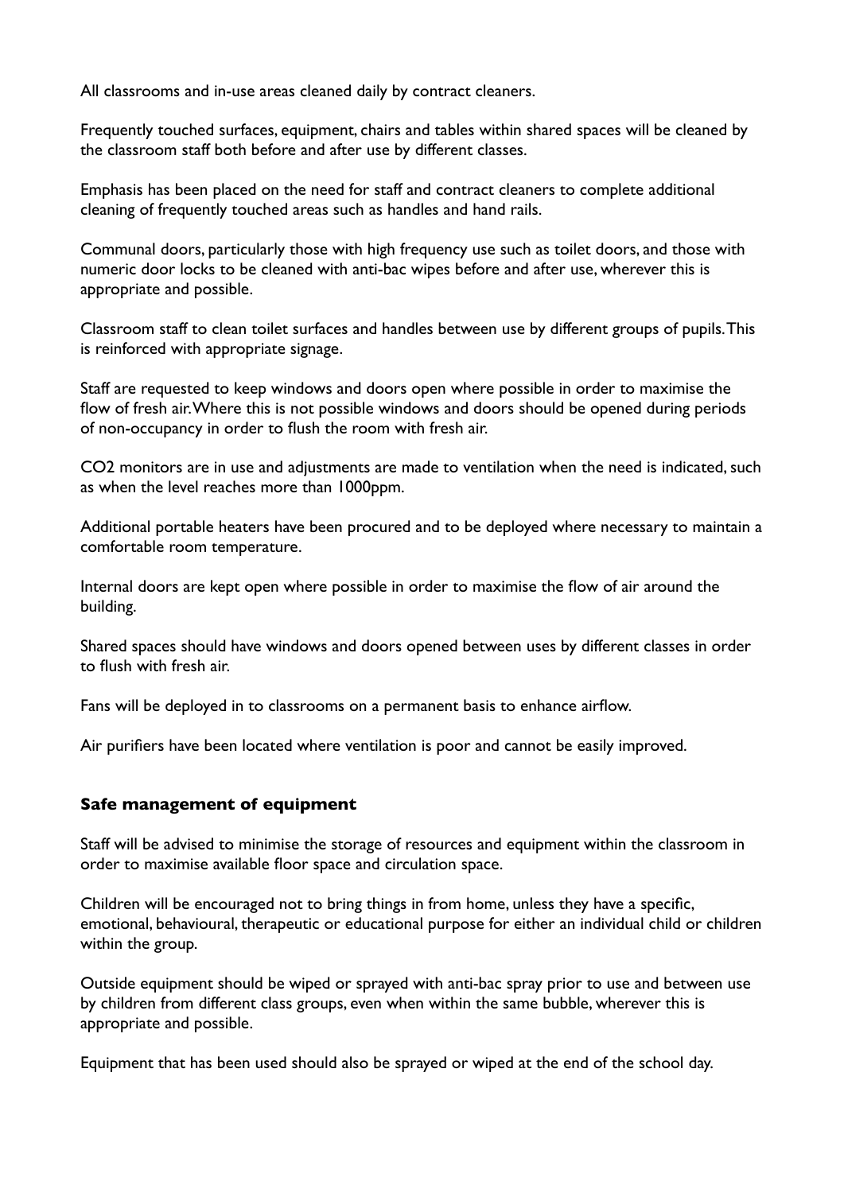All classrooms and in-use areas cleaned daily by contract cleaners.

Frequently touched surfaces, equipment, chairs and tables within shared spaces will be cleaned by the classroom staff both before and after use by different classes.

Emphasis has been placed on the need for staff and contract cleaners to complete additional cleaning of frequently touched areas such as handles and hand rails.

Communal doors, particularly those with high frequency use such as toilet doors, and those with numeric door locks to be cleaned with anti-bac wipes before and after use, wherever this is appropriate and possible.

Classroom staff to clean toilet surfaces and handles between use by different groups of pupils. This is reinforced with appropriate signage.

Staff are requested to keep windows and doors open where possible in order to maximise the flow of fresh air. Where this is not possible windows and doors should be opened during periods of non-occupancy in order to flush the room with fresh air.

$CO_2$ monitors are in use and adjustments are made to ventilation when the need is indicated, such as when the level reaches more than 1000ppm.

Additional portable heaters have been procured and to be deployed where necessary to maintain a comfortable room temperature.

Internal doors are kept open where possible in order to maximise the flow of air around the building.

Shared spaces should have windows and doors opened between uses by different classes in order to flush with fresh air.

Fans will be deployed in to classrooms on a permanent basis to enhance airflow.

Air purifiers have been located where ventilation is poor and cannot be easily improved.

## Safe management of equipment

Staff will be advised to minimise the storage of resources and equipment within the classroom in order to maximise available floor space and circulation space.

Children will be encouraged not to bring things in from home, unless they have a specific, emotional, behavioural, therapeutic or educational purpose for either an individual child or children within the group.

Outside equipment should be wiped or sprayed with anti-bac spray prior to use and between use by children from different class groups, even when within the same bubble, wherever this is appropriate and possible.

Equipment that has been used should also be sprayed or wiped at the end of the school day.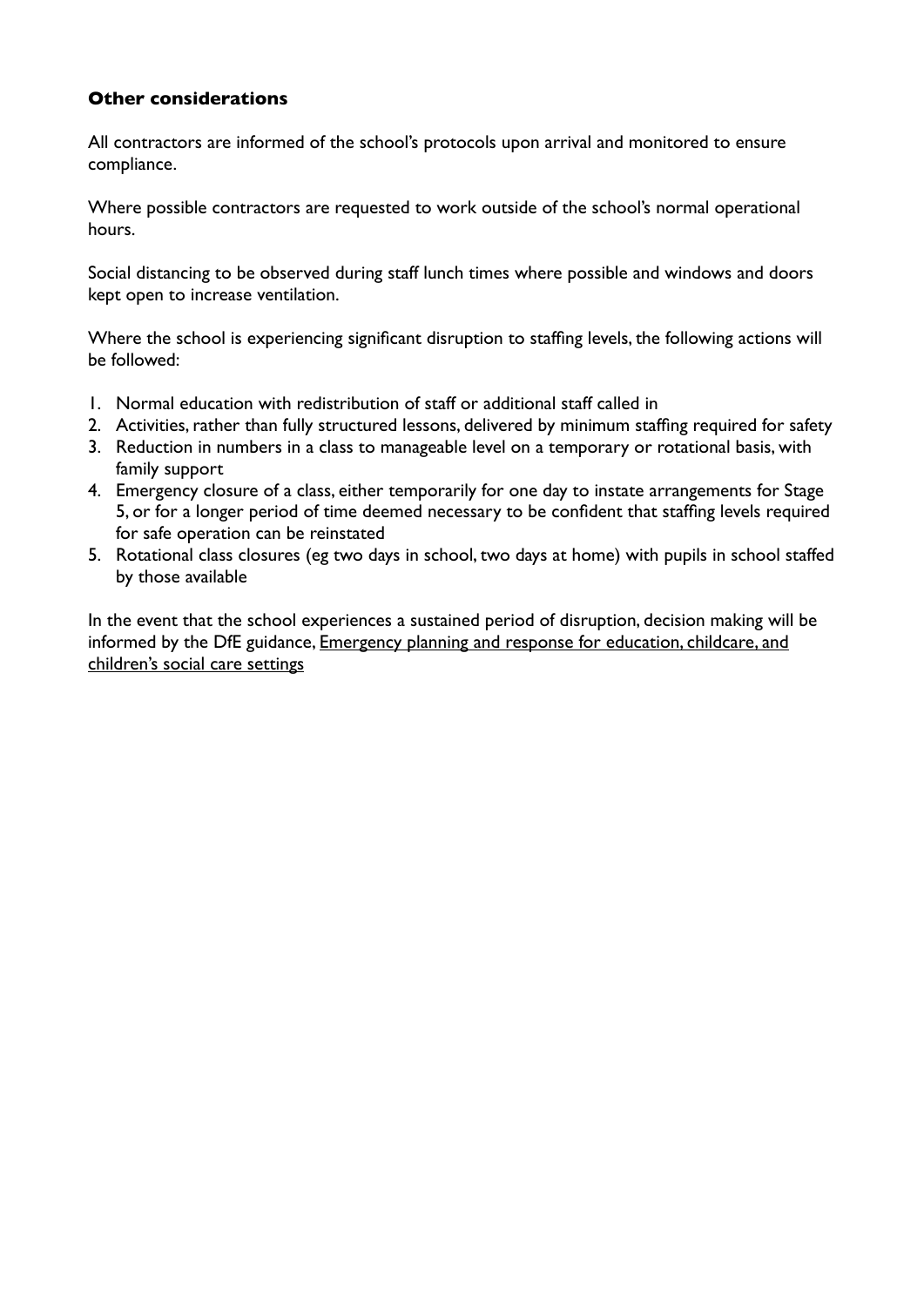**Other considerations**

All contractors are informed of the school's protocols upon arrival and monitored to ensure compliance.

Where possible contractors are requested to work outside of the school's normal operational hours.

Social distancing to be observed during staff lunch times where possible and windows and doors kept open to increase ventilation.

Where the school is experiencing significant disruption to staffing levels, the following actions will be followed:

1. Normal education with redistribution of staff or additional staff called in
2. Activities, rather than fully structured lessons, delivered by minimum staffing required for safety
3. Reduction in numbers in a class to manageable level on a temporary or rotational basis, with family support
4. Emergency closure of a class, either temporarily for one day to instate arrangements for Stage 5, or for a longer period of time deemed necessary to be confident that staffing levels required for safe operation can be reinstated
5. Rotational class closures (eg two days in school, two days at home) with pupils in school staffed by those available

In the event that the school experiences a sustained period of disruption, decision making will be informed by the DfE guidance, Emergency planning and response for education, childcare, and children's social care settings